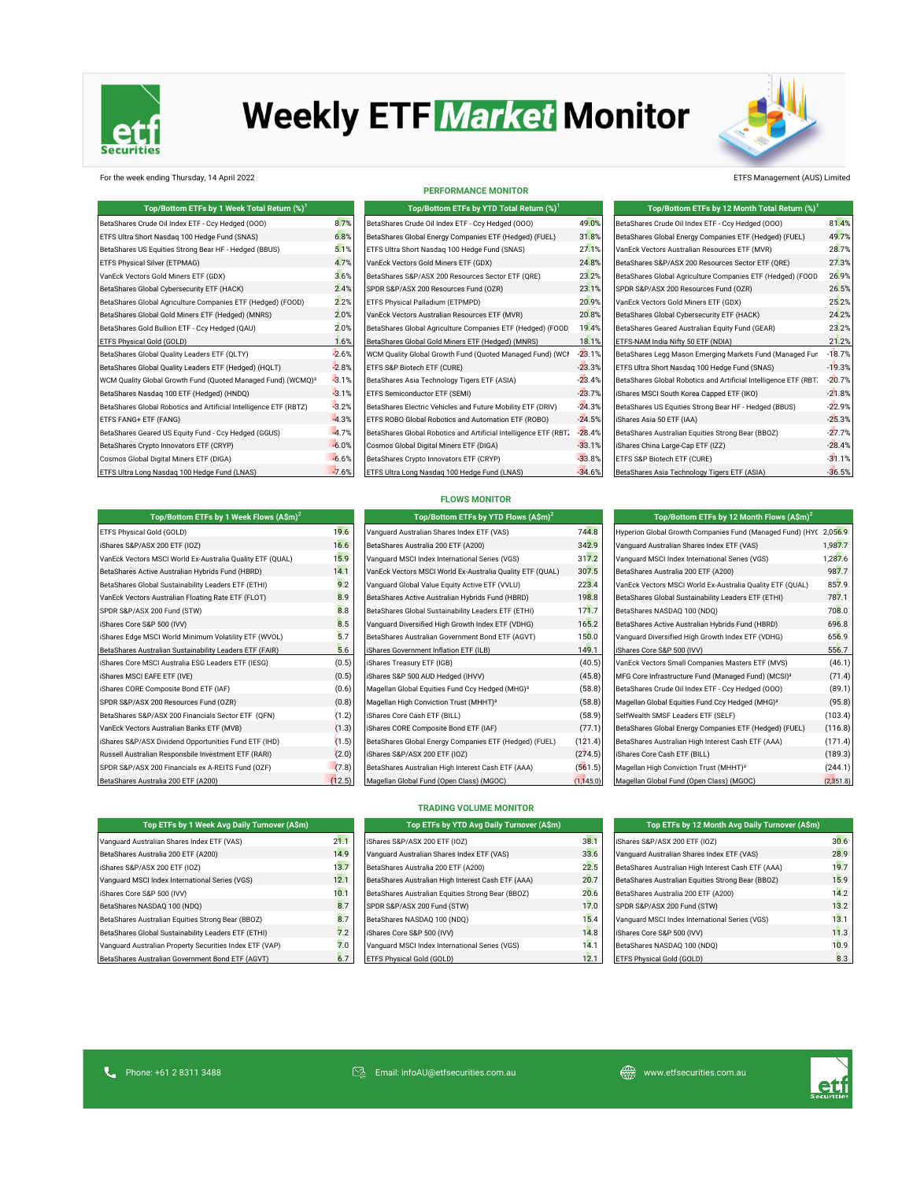# Weekly ETF Market Monitor

For the week ending Thursday, 14 April 2022

ETFS Management (AUS) Limited

## PERFORMANCE MONITOR

| Top/Bottom ETFs by 1 Week Total Return (%)[1] | |
|---|---|
| BetaShares Crude Oil Index ETF - Ccy Hedged (OOO) | 8.7% |
| ETFS Ultra Short Nasdaq 100 Hedge Fund (SNAS) | 6.8% |
| BetaShares US Equities Strong Bear HF - Hedged (BBUS) | 5.1% |
| ETFS Physical Silver (ETPMAG) | 4.7% |
| VanEck Vectors Gold Miners ETF (GDX) | 3.6% |
| BetaShares Global Cybersecurity ETF (HACK) | 2.4% |
| BetaShares Global Agriculture Companies ETF (Hedged) (FOOD) | 2.2% |
| BetaShares Global Gold Miners ETF (Hedged) (MNRS) | 2.0% |
| BetaShares Gold Bullion ETF - Ccy Hedged (QAU) | 2.0% |
| ETFS Physical Gold (GOLD) | 1.6% |
| BetaShares Global Quality Leaders ETF (QLTY) | -2.6% |
| BetaShares Global Quality Leaders ETF (Hedged) (HQLT) | -2.8% |
| WCM Quality Global Growth Fund (Quoted Managed Fund) (WCMQ)[3] | -3.1% |
| BetaShares Nasdaq 100 ETF (Hedged) (HNDQ) | -3.1% |
| BetaShares Global Robotics and Artificial Intelligence ETF (RBTZ) | -3.2% |
| ETFS FANG+ ETF (FANG) | -4.3% |
| BetaShares Geared US Equity Fund - Ccy Hedged (GGUS) | -4.7% |
| BetaShares Crypto Innovators ETF (CRYP) | -6.0% |
| Cosmos Global Digital Miners ETF (DIGA) | -6.6% |
| ETFS Ultra Long Nasdaq 100 Hedge Fund (LNAS) | -7.6% |

| Top/Bottom ETFs by YTD Total Return (%)[1] | |
|---|---|
| BetaShares Crude Oil Index ETF - Ccy Hedged (OOO) | 49.0% |
| BetaShares Global Energy Companies ETF (Hedged) (FUEL) | 31.8% |
| ETFS Ultra Short Nasdaq 100 Hedge Fund (SNAS) | 27.1% |
| VanEck Vectors Gold Miners ETF (GDX) | 24.8% |
| BetaShares S&P/ASX 200 Resources Sector ETF (QRE) | 23.2% |
| SPDR S&P/ASX 200 Resources Fund (OZR) | 23.1% |
| ETFS Physical Palladium (ETPMPD) | 20.9% |
| VanEck Vectors Australian Resources ETF (MVR) | 20.8% |
| BetaShares Global Agriculture Companies ETF (Hedged) (FOOD | 19.4% |
| BetaShares Global Gold Miners ETF (Hedged) (MNRS) | 18.1% |
| WCM Quality Global Growth Fund (Quoted Managed Fund) (WCM | -23.1% |
| ETFS S&P Biotech ETF (CURE) | -23.3% |
| BetaShares Asia Technology Tigers ETF (ASIA) | -23.4% |
| ETFS Semiconductor ETF (SEMI) | -23.7% |
| BetaShares Electric Vehicles and Future Mobility ETF (DRIV) | -24.3% |
| ETFS ROBO Global Robotics and Automation ETF (ROBO) | -24.5% |
| BetaShares Global Robotics and Artificial Intelligence ETF (RBT. | -28.4% |
| Cosmos Global Digital Miners ETF (DIGA) | -33.1% |
| BetaShares Crypto Innovators ETF (CRYP) | -33.8% |
| ETFS Ultra Long Nasdaq 100 Hedge Fund (LNAS) | -34.6% |

| Top/Bottom ETFs by 12 Month Total Return (%)[1] | |
|---|---|
| BetaShares Crude Oil Index ETF - Ccy Hedged (OOO) | 81.4% |
| BetaShares Global Energy Companies ETF (Hedged) (FUEL) | 49.7% |
| VanEck Vectors Australian Resources ETF (MVR) | 28.7% |
| BetaShares S&P/ASX 200 Resources Sector ETF (QRE) | 27.3% |
| BetaShares Global Agriculture Companies ETF (Hedged) (FOOD | 26.9% |
| SPDR S&P/ASX 200 Resources Fund (OZR) | 26.5% |
| VanEck Vectors Gold Miners ETF (GDX) | 25.2% |
| BetaShares Global Cybersecurity ETF (HACK) | 24.2% |
| BetaShares Geared Australian Equity Fund (GEAR) | 23.2% |
| ETFS-NAM India Nifty 50 ETF (NDIA) | 21.2% |
| BetaShares Legg Mason Emerging Markets Fund (Managed Fur | -18.7% |
| ETFS Ultra Short Nasdaq 100 Hedge Fund (SNAS) | -19.3% |
| BetaShares Global Robotics and Artificial Intelligence ETF (RBT. | -20.7% |
| iShares MSCI South Korea Capped ETF (IKO) | -21.8% |
| BetaShares US Equities Strong Bear HF - Hedged (BBUS) | -22.9% |
| iShares Asia 50 ETF (IAA) | -25.3% |
| BetaShares Australian Equities Strong Bear (BBOZ) | -27.7% |
| iShares China Large-Cap ETF (IZZ) | -28.4% |
| ETFS S&P Biotech ETF (CURE) | -31.1% |
| BetaShares Asia Technology Tigers ETF (ASIA) | -36.5% |

## FLOWS MONITOR

| Top/Bottom ETFs by 1 Week Flows (A$m)[2] | |
|---|---|
| ETFS Physical Gold (GOLD) | 19.6 |
| iShares S&P/ASX 200 ETF (IOZ) | 16.6 |
| VanEck Vectors MSCI World Ex-Australia Quality ETF (QUAL) | 15.9 |
| BetaShares Active Australian Hybrids Fund (HBRD) | 14.1 |
| BetaShares Global Sustainability Leaders ETF (ETHI) | 9.2 |
| VanEck Vectors Australian Floating Rate ETF (FLOT) | 8.9 |
| SPDR S&P/ASX 200 Fund (STW) | 8.8 |
| iShares Core S&P 500 (IVV) | 8.5 |
| iShares Edge MSCI World Minimum Volatility ETF (WVOL) | 5.7 |
| BetaShares Australian Sustainability Leaders ETF (FAIR) | 5.6 |
| iShares Core MSCI Australia ESG Leaders ETF (IESG) | (0.5) |
| iShares MSCI EAFE ETF (IVE) | (0.5) |
| iShares CORE Composite Bond ETF (IAF) | (0.6) |
| SPDR S&P/ASX 200 Resources Fund (OZR) | (0.8) |
| BetaShares S&P/ASX 200 Financials Sector ETF (QFN) | (1.2) |
| VanEck Vectors Australian Banks ETF (MVB) | (1.3) |
| iShares S&P/ASX Dividend Opportunities Fund ETF (IHD) | (1.5) |
| Russell Australian Responsbile Investment ETF (RARI) | (2.0) |
| SPDR S&P/ASX 200 Financials ex A-REITS Fund (OZF) | (7.8) |
| BetaShares Australia 200 ETF (A200) | (12.5) |

| Top/Bottom ETFs by YTD Flows (A$m)[2] | |
|---|---|
| Vanguard Australian Shares Index ETF (VAS) | 744.8 |
| BetaShares Australia 200 ETF (A200) | 342.9 |
| Vanguard MSCI Index International Series (VGS) | 317.2 |
| VanEck Vectors MSCI World Ex-Australia Quality ETF (QUAL) | 307.5 |
| Vanguard Global Value Equity Active ETF (VVLU) | 223.4 |
| BetaShares Active Australian Hybrids Fund (HBRD) | 198.8 |
| BetaShares Global Sustainability Leaders ETF (ETHI) | 171.7 |
| Vanguard Diversified High Growth Index ETF (VDHG) | 165.2 |
| BetaShares Australian Government Bond ETF (AGVT) | 150.0 |
| iShares Government Inflation ETF (ILB) | 149.1 |
| iShares Treasury ETF (IGB) | (40.5) |
| iShares S&P 500 AUD Hedged (IHVV) | (45.8) |
| Magellan Global Equities Fund Ccy Hedged (MHG)[3] | (58.8) |
| Magellan High Conviction Trust (MHHT)[3] | (58.8) |
| iShares Core Cash ETF (BILL) | (58.9) |
| iShares CORE Composite Bond ETF (IAF) | (77.1) |
| BetaShares Global Energy Companies ETF (Hedged) (FUEL) | (121.4) |
| iShares S&P/ASX 200 ETF (IOZ) | (274.5) |
| BetaShares Australian High Interest Cash ETF (AAA) | (561.5) |
| Magellan Global Fund (Open Class) (MGOC) | (1,145.0) |

| Top/Bottom ETFs by 12 Month Flows (A$m)[2] | |
|---|---|
| Hyperion Global Growth Companies Fund (Managed Fund) (HYC | 2,056.9 |
| Vanguard Australian Shares Index ETF (VAS) | 1,987.7 |
| Vanguard MSCI Index International Series (VGS) | 1,287.6 |
| BetaShares Australia 200 ETF (A200) | 987.7 |
| VanEck Vectors MSCI World Ex-Australia Quality ETF (QUAL) | 857.9 |
| BetaShares Global Sustainability Leaders ETF (ETHI) | 787.1 |
| BetaShares NASDAQ 100 (NDQ) | 708.0 |
| BetaShares Active Australian Hybrids Fund (HBRD) | 696.8 |
| Vanguard Diversified High Growth Index ETF (VDHG) | 656.9 |
| iShares Core S&P 500 (IVV) | 556.7 |
| VanEck Vectors Small Companies Masters ETF (MVS) | (46.1) |
| MFG Core Infrastructure Fund (Managed Fund) (MCSI)[3] | (71.4) |
| BetaShares Crude Oil Index ETF - Ccy Hedged (OOO) | (89.1) |
| Magellan Global Equities Fund Ccy Hedged (MHG)[3] | (95.8) |
| SelfWealth SMSF Leaders ETF (SELF) | (103.4) |
| BetaShares Global Energy Companies ETF (Hedged) (FUEL) | (116.8) |
| BetaShares Australian High Interest Cash ETF (AAA) | (171.4) |
| iShares Core Cash ETF (BILL) | (189.3) |
| Magellan High Conviction Trust (MHHT)[3] | (244.1) |
| Magellan Global Fund (Open Class) (MGOC) | (2,351.8) |

## TRADING VOLUME MONITOR

| Top ETFs by 1 Week Avg Daily Turnover (A$m) | |
|---|---|
| Vanguard Australian Shares Index ETF (VAS) | 21.1 |
| BetaShares Australia 200 ETF (A200) | 14.9 |
| iShares S&P/ASX 200 ETF (IOZ) | 13.7 |
| Vanguard MSCI Index International Series (VGS) | 12.1 |
| iShares Core S&P 500 (IVV) | 10.1 |
| BetaShares NASDAQ 100 (NDQ) | 8.7 |
| BetaShares Australian Equities Strong Bear (BBOZ) | 8.7 |
| BetaShares Global Sustainability Leaders ETF (ETHI) | 7.2 |
| Vanguard Australian Property Securities Index ETF (VAP) | 7.0 |
| BetaShares Australian Government Bond ETF (AGVT) | 6.7 |

| Top ETFs by YTD Avg Daily Turnover (A$m) | |
|---|---|
| iShares S&P/ASX 200 ETF (IOZ) | 38.1 |
| Vanguard Australian Shares Index ETF (VAS) | 33.6 |
| BetaShares Australia 200 ETF (A200) | 22.5 |
| BetaShares Australian High Interest Cash ETF (AAA) | 20.7 |
| BetaShares Australian Equities Strong Bear (BBOZ) | 20.6 |
| SPDR S&P/ASX 200 Fund (STW) | 17.0 |
| BetaShares NASDAQ 100 (NDQ) | 15.4 |
| iShares Core S&P 500 (IVV) | 14.8 |
| Vanguard MSCI Index International Series (VGS) | 14.1 |
| ETFS Physical Gold (GOLD) | 12.1 |

| Top ETFs by 12 Month Avg Daily Turnover (A$m) | |
|---|---|
| iShares S&P/ASX 200 ETF (IOZ) | 30.6 |
| Vanguard Australian Shares Index ETF (VAS) | 28.9 |
| BetaShares Australian High Interest Cash ETF (AAA) | 19.7 |
| BetaShares Australian Equities Strong Bear (BBOZ) | 15.9 |
| BetaShares Australia 200 ETF (A200) | 14.2 |
| SPDR S&P/ASX 200 Fund (STW) | 13.2 |
| Vanguard MSCI Index International Series (VGS) | 13.1 |
| iShares Core S&P 500 (IVV) | 11.3 |
| BetaShares NASDAQ 100 (NDQ) | 10.9 |
| ETFS Physical Gold (GOLD) | 8.3 |

Phone: +61 2 8311 3488 | Email: infoAU@etfsecurities.com.au | www.etfsecurities.com.au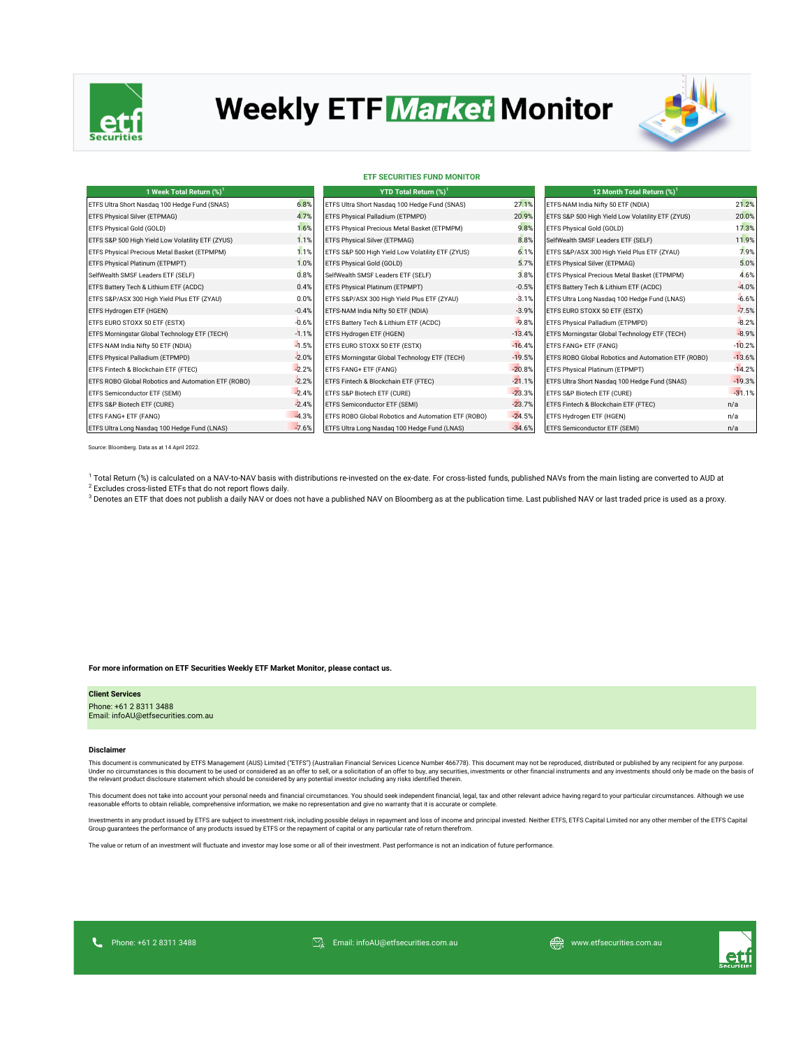# Weekly ETF Market Monitor

## ETF SECURITIES FUND MONITOR

| 1 Week Total Return (%)[1] | |
|---|---|
| ETFS Ultra Short Nasdaq 100 Hedge Fund (SNAS) | 6.8% |
| ETFS Physical Silver (ETPMAG) | 4.7% |
| ETFS Physical Gold (GOLD) | 1.6% |
| ETFS S&P 500 High Yield Low Volatility ETF (ZYUS) | 1.1% |
| ETFS Physical Precious Metal Basket (ETPMPM) | 1.1% |
| ETFS Physical Platinum (ETPMPT) | 1.0% |
| SelfWealth SMSF Leaders ETF (SELF) | 0.8% |
| ETFS Battery Tech & Lithium ETF (ACDC) | 0.4% |
| ETFS S&P/ASX 300 High Yield Plus ETF (ZYAU) | 0.0% |
| ETFS Hydrogen ETF (HGEN) | -0.4% |
| ETFS EURO STOXX 50 ETF (ESTX) | -0.6% |
| ETFS Morningstar Global Technology ETF (TECH) | -1.1% |
| ETFS-NAM India Nifty 50 ETF (NDIA) | -1.5% |
| ETFS Physical Palladium (ETPMPD) | -2.0% |
| ETFS Fintech & Blockchain ETF (FTEC) | -2.2% |
| ETFS ROBO Global Robotics and Automation ETF (ROBO) | -2.2% |
| ETFS Semiconductor ETF (SEMI) | -2.4% |
| ETFS S&P Biotech ETF (CURE) | -2.4% |
| ETFS FANG+ ETF (FANG) | -4.3% |
| ETFS Ultra Long Nasdaq 100 Hedge Fund (LNAS) | -7.6% |

| YTD Total Return (%)[1] | |
|---|---|
| ETFS Ultra Short Nasdaq 100 Hedge Fund (SNAS) | 27.1% |
| ETFS Physical Palladium (ETPMPD) | 20.9% |
| ETFS Physical Precious Metal Basket (ETPMPM) | 9.8% |
| ETFS Physical Silver (ETPMAG) | 8.8% |
| ETFS S&P 500 High Yield Low Volatility ETF (ZYUS) | 6.1% |
| ETFS Physical Gold (GOLD) | 5.7% |
| SelfWealth SMSF Leaders ETF (SELF) | 3.8% |
| ETFS Physical Platinum (ETPMPT) | -0.5% |
| ETFS S&P/ASX 300 High Yield Plus ETF (ZYAU) | -3.1% |
| ETFS-NAM India Nifty 50 ETF (NDIA) | -3.9% |
| ETFS Battery Tech & Lithium ETF (ACDC) | -9.8% |
| ETFS Hydrogen ETF (HGEN) | -13.4% |
| ETFS EURO STOXX 50 ETF (ESTX) | -16.4% |
| ETFS Morningstar Global Technology ETF (TECH) | -19.5% |
| ETFS FANG+ ETF (FANG) | -20.8% |
| ETFS Fintech & Blockchain ETF (FTEC) | -21.1% |
| ETFS S&P Biotech ETF (CURE) | -23.3% |
| ETFS Semiconductor ETF (SEMI) | -23.7% |
| ETFS ROBO Global Robotics and Automation ETF (ROBO) | -24.5% |
| ETFS Ultra Long Nasdaq 100 Hedge Fund (LNAS) | -34.6% |

| 12 Month Total Return (%)[1] | |
|---|---|
| ETFS-NAM India Nifty 50 ETF (NDIA) | 21.2% |
| ETFS S&P 500 High Yield Low Volatility ETF (ZYUS) | 20.0% |
| ETFS Physical Gold (GOLD) | 17.3% |
| SelfWealth SMSF Leaders ETF (SELF) | 11.9% |
| ETFS S&P/ASX 300 High Yield Plus ETF (ZYAU) | 7.9% |
| ETFS Physical Silver (ETPMAG) | 5.0% |
| ETFS Physical Precious Metal Basket (ETPMPM) | 4.6% |
| ETFS Battery Tech & Lithium ETF (ACDC) | -4.0% |
| ETFS Ultra Long Nasdaq 100 Hedge Fund (LNAS) | -6.6% |
| ETFS EURO STOXX 50 ETF (ESTX) | -7.5% |
| ETFS Physical Palladium (ETPMPD) | -8.2% |
| ETFS Morningstar Global Technology ETF (TECH) | -8.9% |
| ETFS FANG+ ETF (FANG) | -10.2% |
| ETFS ROBO Global Robotics and Automation ETF (ROBO) | -13.6% |
| ETFS Physical Platinum (ETPMPT) | -14.2% |
| ETFS Ultra Short Nasdaq 100 Hedge Fund (SNAS) | -19.3% |
| ETFS S&P Biotech ETF (CURE) | -31.1% |
| ETFS Fintech & Blockchain ETF (FTEC) | n/a |
| ETFS Hydrogen ETF (HGEN) | n/a |
| ETFS Semiconductor ETF (SEMI) | n/a |

Source: Bloomberg. Data as at 14 April 2022.

[1] Total Return (%) is calculated on a NAV-to-NAV basis with distributions re-invested on the ex-date. For cross-listed funds, published NAVs from the main listing are converted to AUD at
[2] Excludes cross-listed ETFs that do not report flows daily.
[3] Denotes an ETF that does not publish a daily NAV or does not have a published NAV on Bloomberg as at the publication time. Last published NAV or last traded price is used as a proxy.

**For more information on ETF Securities Weekly ETF Market Monitor, please contact us.**

**Client Services**
Phone: +61 2 8311 3488
Email: infoAU@etfsecurities.com.au

**Disclaimer**

This document is communicated by ETFS Management (AUS) Limited ("ETFS") (Australian Financial Services Licence Number 466778). This document may not be reproduced, distributed or published by any recipient for any purpose. Under no circumstances is this document to be used or considered as an offer to sell, or a solicitation of an offer to buy, any securities, investments or other financial instruments and any investments should only be made on the basis of the relevant product disclosure statement which should be considered by any potential investor including any risks identified therein.

This document does not take into account your personal needs and financial circumstances. You should seek independent financial, legal, tax and other relevant advice having regard to your particular circumstances. Although we use reasonable efforts to obtain reliable, comprehensive information, we make no representation and give no warranty that it is accurate or complete.

Investments in any product issued by ETFS are subject to investment risk, including possible delays in repayment and loss of income and principal invested. Neither ETFS, ETFS Capital Limited nor any other member of the ETFS Capital Group guarantees the performance of any products issued by ETFS or the repayment of capital or any particular rate of return therefrom.

The value or return of an investment will fluctuate and investor may lose some or all of their investment. Past performance is not an indication of future performance.

Phone: +61 2 8311 3488 Email: infoAU@etfsecurities.com.au www.etfsecurities.com.au